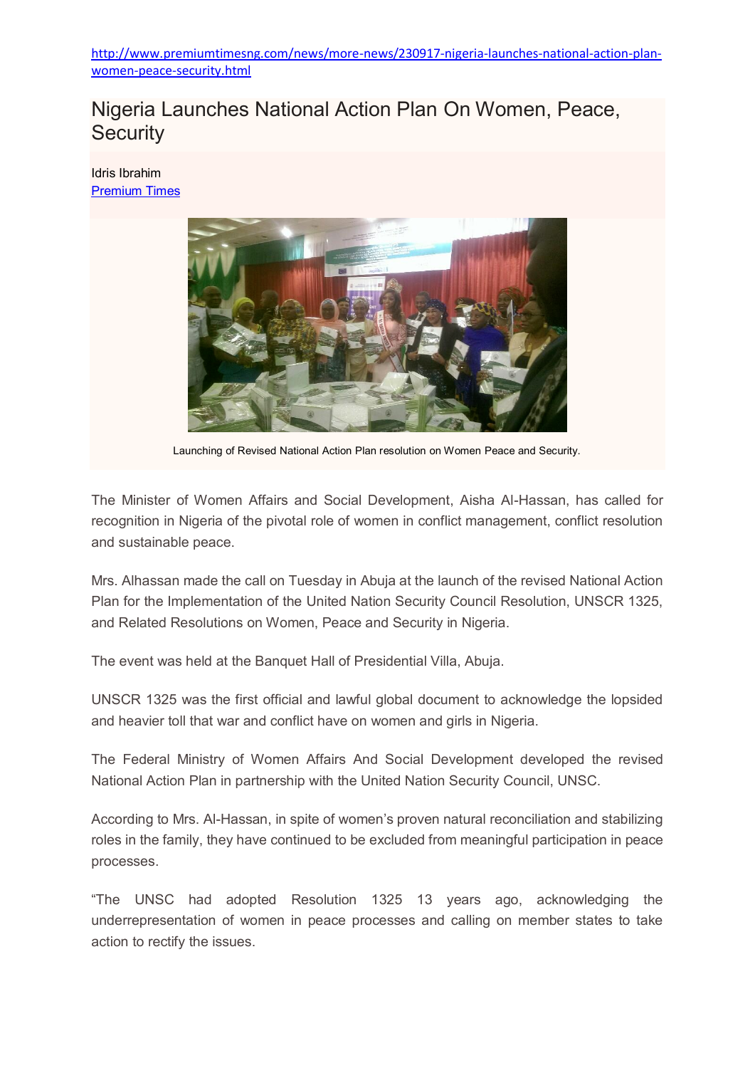http://www.premiumtimesng.com/news/more-news/230917-nigeria-launches-national-action-plan-women-peace-security.html

# Nigeria Launches National Action Plan On Women, Peace, Security

Idris Ibrahim
Premium Times

Launching of Revised National Action Plan resolution on Women Peace and Security.

The Minister of Women Affairs and Social Development, Aisha Al-Hassan, has called for recognition in Nigeria of the pivotal role of women in conflict management, conflict resolution and sustainable peace.

Mrs. Alhassan made the call on Tuesday in Abuja at the launch of the revised National Action Plan for the Implementation of the United Nation Security Council Resolution, UNSCR 1325, and Related Resolutions on Women, Peace and Security in Nigeria.

The event was held at the Banquet Hall of Presidential Villa, Abuja.

UNSCR 1325 was the first official and lawful global document to acknowledge the lopsided and heavier toll that war and conflict have on women and girls in Nigeria.

The Federal Ministry of Women Affairs And Social Development developed the revised National Action Plan in partnership with the United Nation Security Council, UNSC.

According to Mrs. Al-Hassan, in spite of women's proven natural reconciliation and stabilizing roles in the family, they have continued to be excluded from meaningful participation in peace processes.

"The UNSC had adopted Resolution 1325 13 years ago, acknowledging the underrepresentation of women in peace processes and calling on member states to take action to rectify the issues.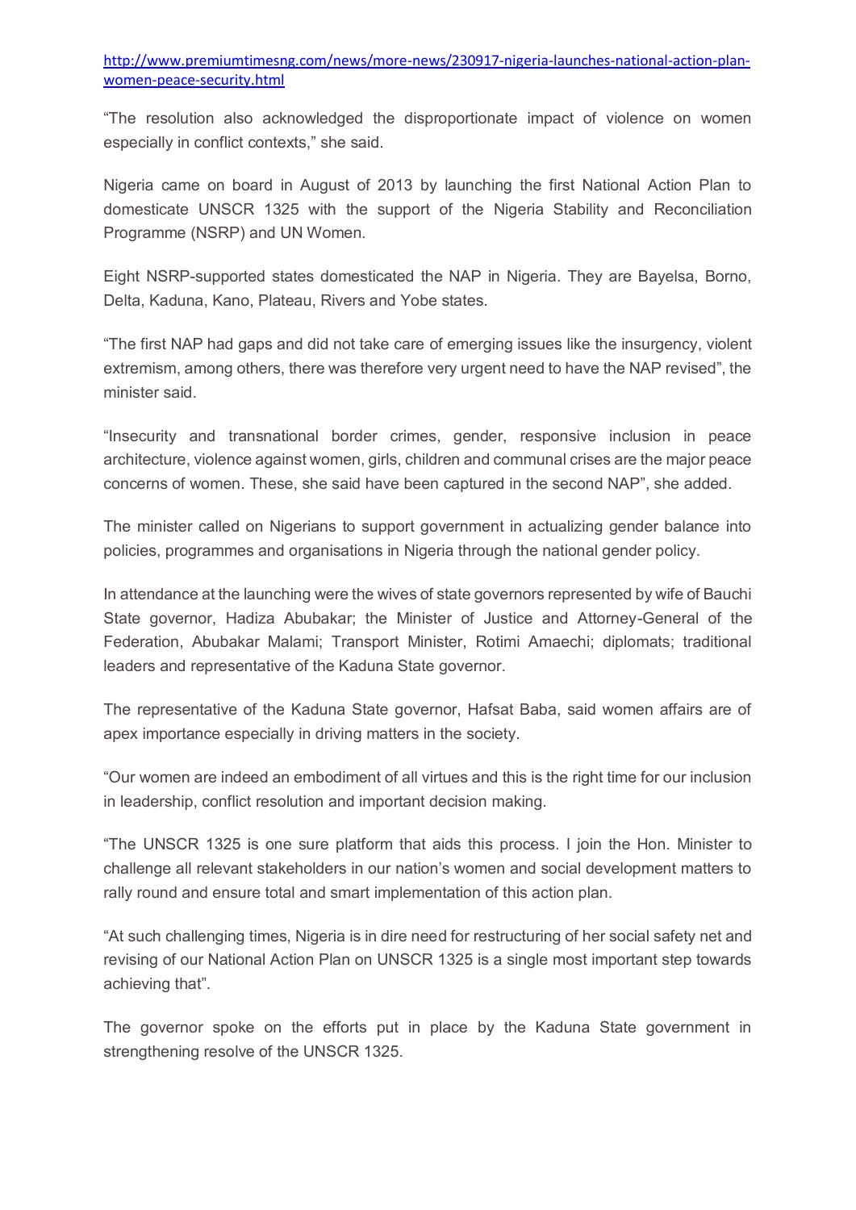http://www.premiumtimesng.com/news/more-news/230917-nigeria-launches-national-action-plan-women-peace-security.html

"The resolution also acknowledged the disproportionate impact of violence on women especially in conflict contexts," she said.

Nigeria came on board in August of 2013 by launching the first National Action Plan to domesticate UNSCR 1325 with the support of the Nigeria Stability and Reconciliation Programme (NSRP) and UN Women.

Eight NSRP-supported states domesticated the NAP in Nigeria. They are Bayelsa, Borno, Delta, Kaduna, Kano, Plateau, Rivers and Yobe states.

"The first NAP had gaps and did not take care of emerging issues like the insurgency, violent extremism, among others, there was therefore very urgent need to have the NAP revised", the minister said.

"Insecurity and transnational border crimes, gender, responsive inclusion in peace architecture, violence against women, girls, children and communal crises are the major peace concerns of women. These, she said have been captured in the second NAP", she added.

The minister called on Nigerians to support government in actualizing gender balance into policies, programmes and organisations in Nigeria through the national gender policy.

In attendance at the launching were the wives of state governors represented by wife of Bauchi State governor, Hadiza Abubakar; the Minister of Justice and Attorney-General of the Federation, Abubakar Malami; Transport Minister, Rotimi Amaechi; diplomats; traditional leaders and representative of the Kaduna State governor.

The representative of the Kaduna State governor, Hafsat Baba, said women affairs are of apex importance especially in driving matters in the society.

"Our women are indeed an embodiment of all virtues and this is the right time for our inclusion in leadership, conflict resolution and important decision making.

"The UNSCR 1325 is one sure platform that aids this process. I join the Hon. Minister to challenge all relevant stakeholders in our nation's women and social development matters to rally round and ensure total and smart implementation of this action plan.

"At such challenging times, Nigeria is in dire need for restructuring of her social safety net and revising of our National Action Plan on UNSCR 1325 is a single most important step towards achieving that".

The governor spoke on the efforts put in place by the Kaduna State government in strengthening resolve of the UNSCR 1325.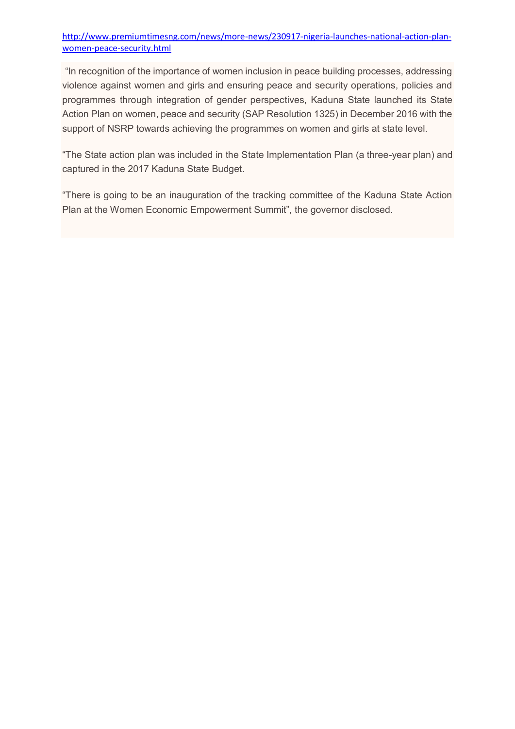http://www.premiumtimesng.com/news/more-news/230917-nigeria-launches-national-action-plan-women-peace-security.html

"In recognition of the importance of women inclusion in peace building processes, addressing violence against women and girls and ensuring peace and security operations, policies and programmes through integration of gender perspectives, Kaduna State launched its State Action Plan on women, peace and security (SAP Resolution 1325) in December 2016 with the support of NSRP towards achieving the programmes on women and girls at state level.

"The State action plan was included in the State Implementation Plan (a three-year plan) and captured in the 2017 Kaduna State Budget.

"There is going to be an inauguration of the tracking committee of the Kaduna State Action Plan at the Women Economic Empowerment Summit", the governor disclosed.